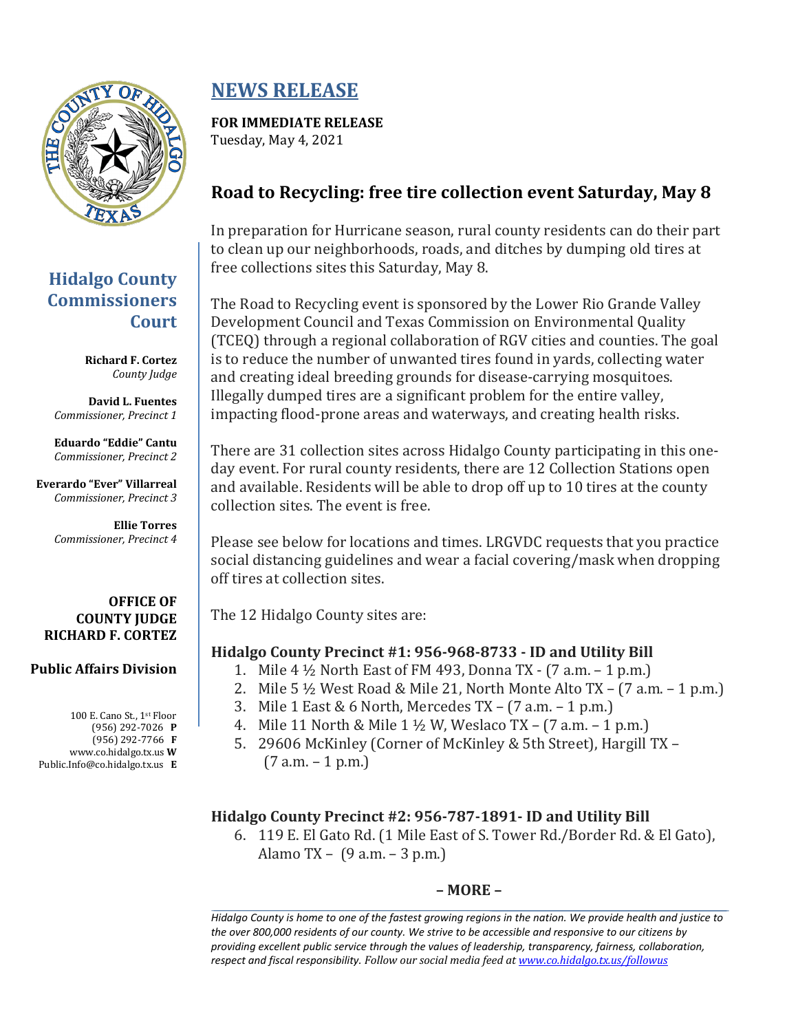# NEWS RELEASE

**FOR IMMEDIATE RELEASE**
Tuesday, May 4, 2021

## Hidalgo County Commissioners Court

**Richard F. Cortez**
*County Judge*

**David L. Fuentes**
*Commissioner, Precinct 1*

**Eduardo "Eddie" Cantu**
*Commissioner, Precinct 2*

**Everardo "Ever" Villarreal**
*Commissioner, Precinct 3*

**Ellie Torres**
*Commissioner, Precinct 4*

**OFFICE OF COUNTY JUDGE RICHARD F. CORTEZ**

**Public Affairs Division**

100 E. Cano St., 1st Floor
(956) 292-7026 **P**
(956) 292-7766 **F**
www.co.hidalgo.tx.us **W**
Public.Info@co.hidalgo.tx.us **E**

## Road to Recycling: free tire collection event Saturday, May 8

In preparation for Hurricane season, rural county residents can do their part to clean up our neighborhoods, roads, and ditches by dumping old tires at free collections sites this Saturday, May 8.

The Road to Recycling event is sponsored by the Lower Rio Grande Valley Development Council and Texas Commission on Environmental Quality (TCEQ) through a regional collaboration of RGV cities and counties. The goal is to reduce the number of unwanted tires found in yards, collecting water and creating ideal breeding grounds for disease-carrying mosquitoes. Illegally dumped tires are a significant problem for the entire valley, impacting flood-prone areas and waterways, and creating health risks.

There are 31 collection sites across Hidalgo County participating in this one-day event. For rural county residents, there are 12 Collection Stations open and available. Residents will be able to drop off up to 10 tires at the county collection sites. The event is free.

Please see below for locations and times. LRGVDC requests that you practice social distancing guidelines and wear a facial covering/mask when dropping off tires at collection sites.

The 12 Hidalgo County sites are:

### Hidalgo County Precinct #1: 956-968-8733 - ID and Utility Bill

1. Mile 4 ½ North East of FM 493, Donna TX - (7 a.m. – 1 p.m.)
2. Mile 5 ½ West Road & Mile 21, North Monte Alto TX – (7 a.m. – 1 p.m.)
3. Mile 1 East & 6 North, Mercedes TX – (7 a.m. – 1 p.m.)
4. Mile 11 North & Mile 1 ½ W, Weslaco TX – (7 a.m. – 1 p.m.)
5. 29606 McKinley (Corner of McKinley & 5th Street), Hargill TX – (7 a.m. – 1 p.m.)

### Hidalgo County Precinct #2: 956-787-1891- ID and Utility Bill

6. 119 E. El Gato Rd. (1 Mile East of S. Tower Rd./Border Rd. & El Gato), Alamo TX – (9 a.m. – 3 p.m.)

**– MORE –**

*Hidalgo County is home to one of the fastest growing regions in the nation. We provide health and justice to the over 800,000 residents of our county. We strive to be accessible and responsive to our citizens by providing excellent public service through the values of leadership, transparency, fairness, collaboration, respect and fiscal responsibility. Follow our social media feed at www.co.hidalgo.tx.us/followus*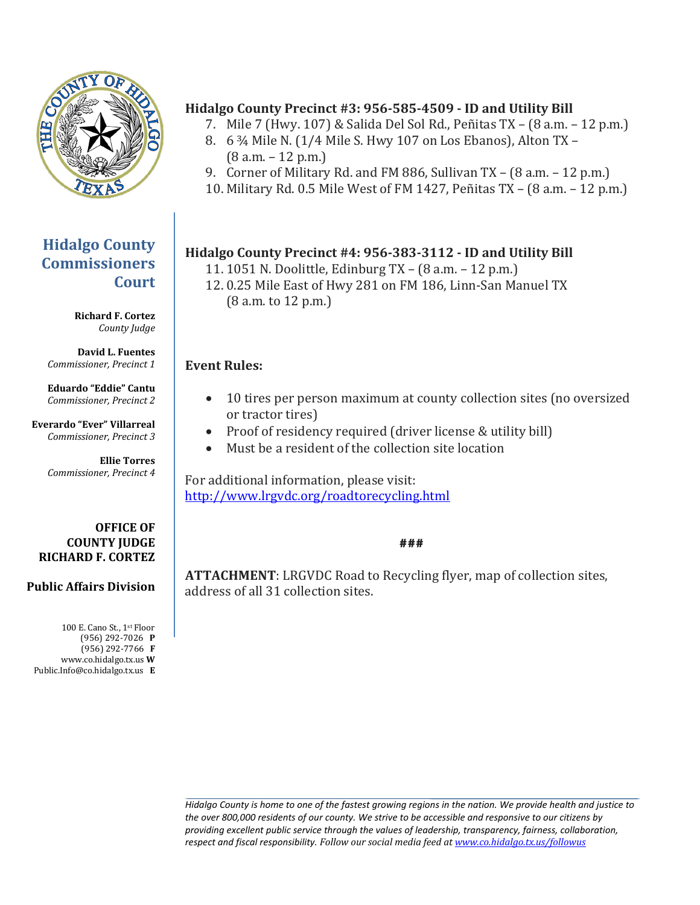**Hidalgo County Commissioners Court**

**Richard F. Cortez**
*County Judge*

**David L. Fuentes**
*Commissioner, Precinct 1*

**Eduardo "Eddie" Cantu**
*Commissioner, Precinct 2*

**Everardo "Ever" Villarreal**
*Commissioner, Precinct 3*

**Ellie Torres**
*Commissioner, Precinct 4*

**OFFICE OF COUNTY JUDGE RICHARD F. CORTEZ**

**Public Affairs Division**

100 E. Cano St., 1st Floor
(956) 292-7026 **P**
(956) 292-7766 **F**
www.co.hidalgo.tx.us **W**
Public.Info@co.hidalgo.tx.us **E**

**Hidalgo County Precinct #3: 956-585-4509 - ID and Utility Bill**

7. Mile 7 (Hwy. 107) & Salida Del Sol Rd., Peñitas TX – (8 a.m. – 12 p.m.)
8. 6 ¾ Mile N. (1/4 Mile S. Hwy 107 on Los Ebanos), Alton TX – (8 a.m. – 12 p.m.)
9. Corner of Military Rd. and FM 886, Sullivan TX – (8 a.m. – 12 p.m.)
10. Military Rd. 0.5 Mile West of FM 1427, Peñitas TX – (8 a.m. – 12 p.m.)

**Hidalgo County Precinct #4: 956-383-3112 - ID and Utility Bill**

11. 1051 N. Doolittle, Edinburg TX – (8 a.m. – 12 p.m.)
12. 0.25 Mile East of Hwy 281 on FM 186, Linn-San Manuel TX (8 a.m. to 12 p.m.)

**Event Rules:**

- 10 tires per person maximum at county collection sites (no oversized or tractor tires)
- Proof of residency required (driver license & utility bill)
- Must be a resident of the collection site location

For additional information, please visit:
http://www.lrgvdc.org/roadtorecycling.html

###

**ATTACHMENT**: LRGVDC Road to Recycling flyer, map of collection sites, address of all 31 collection sites.

*Hidalgo County is home to one of the fastest growing regions in the nation. We provide health and justice to the over 800,000 residents of our county. We strive to be accessible and responsive to our citizens by providing excellent public service through the values of leadership, transparency, fairness, collaboration, respect and fiscal responsibility. Follow our social media feed at www.co.hidalgo.tx.us/followus*